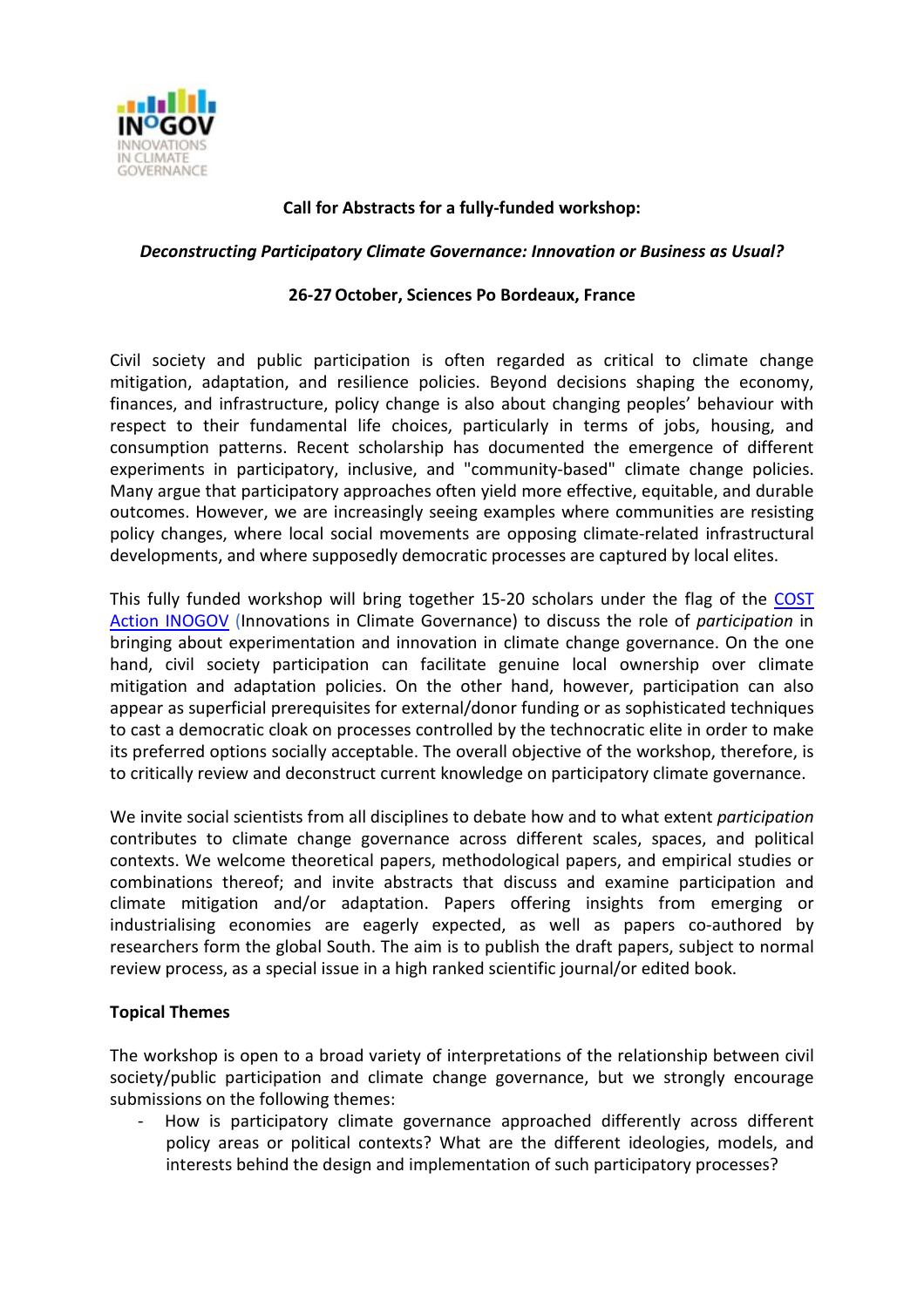INOGOV
INNOVATIONS IN CLIMATE GOVERNANCE

**Call for Abstracts for a fully-funded workshop:**

***Deconstructing Participatory Climate Governance: Innovation or Business as Usual?***

**26-27 October, Sciences Po Bordeaux, France**

Civil society and public participation is often regarded as critical to climate change mitigation, adaptation, and resilience policies. Beyond decisions shaping the economy, finances, and infrastructure, policy change is also about changing peoples' behaviour with respect to their fundamental life choices, particularly in terms of jobs, housing, and consumption patterns. Recent scholarship has documented the emergence of different experiments in participatory, inclusive, and "community-based" climate change policies. Many argue that participatory approaches often yield more effective, equitable, and durable outcomes. However, we are increasingly seeing examples where communities are resisting policy changes, where local social movements are opposing climate-related infrastructural developments, and where supposedly democratic processes are captured by local elites.

This fully funded workshop will bring together 15-20 scholars under the flag of the COST Action INOGOV (Innovations in Climate Governance) to discuss the role of *participation* in bringing about experimentation and innovation in climate change governance. On the one hand, civil society participation can facilitate genuine local ownership over climate mitigation and adaptation policies. On the other hand, however, participation can also appear as superficial prerequisites for external/donor funding or as sophisticated techniques to cast a democratic cloak on processes controlled by the technocratic elite in order to make its preferred options socially acceptable. The overall objective of the workshop, therefore, is to critically review and deconstruct current knowledge on participatory climate governance.

We invite social scientists from all disciplines to debate how and to what extent *participation* contributes to climate change governance across different scales, spaces, and political contexts. We welcome theoretical papers, methodological papers, and empirical studies or combinations thereof; and invite abstracts that discuss and examine participation and climate mitigation and/or adaptation. Papers offering insights from emerging or industrialising economies are eagerly expected, as well as papers co-authored by researchers form the global South. The aim is to publish the draft papers, subject to normal review process, as a special issue in a high ranked scientific journal/or edited book.

**Topical Themes**

The workshop is open to a broad variety of interpretations of the relationship between civil society/public participation and climate change governance, but we strongly encourage submissions on the following themes:

- How is participatory climate governance approached differently across different policy areas or political contexts? What are the different ideologies, models, and interests behind the design and implementation of such participatory processes?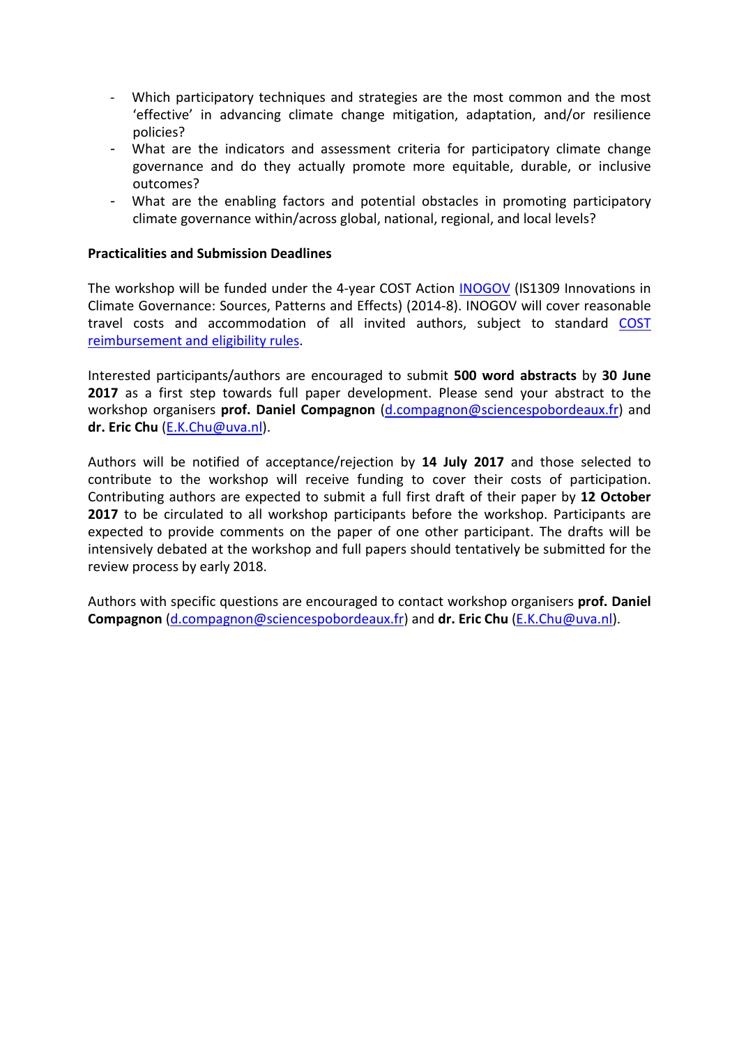- Which participatory techniques and strategies are the most common and the most 'effective' in advancing climate change mitigation, adaptation, and/or resilience policies?
- What are the indicators and assessment criteria for participatory climate change governance and do they actually promote more equitable, durable, or inclusive outcomes?
- What are the enabling factors and potential obstacles in promoting participatory climate governance within/across global, national, regional, and local levels?

**Practicalities and Submission Deadlines**

The workshop will be funded under the 4-year COST Action INOGOV (IS1309 Innovations in Climate Governance: Sources, Patterns and Effects) (2014-8). INOGOV will cover reasonable travel costs and accommodation of all invited authors, subject to standard COST reimbursement and eligibility rules.

Interested participants/authors are encouraged to submit **500 word abstracts** by **30 June 2017** as a first step towards full paper development. Please send your abstract to the workshop organisers **prof. Daniel Compagnon** (d.compagnon@sciencespobordeaux.fr) and **dr. Eric Chu** (E.K.Chu@uva.nl).

Authors will be notified of acceptance/rejection by **14 July 2017** and those selected to contribute to the workshop will receive funding to cover their costs of participation. Contributing authors are expected to submit a full first draft of their paper by **12 October 2017** to be circulated to all workshop participants before the workshop. Participants are expected to provide comments on the paper of one other participant. The drafts will be intensively debated at the workshop and full papers should tentatively be submitted for the review process by early 2018.

Authors with specific questions are encouraged to contact workshop organisers **prof. Daniel Compagnon** (d.compagnon@sciencespobordeaux.fr) and **dr. Eric Chu** (E.K.Chu@uva.nl).